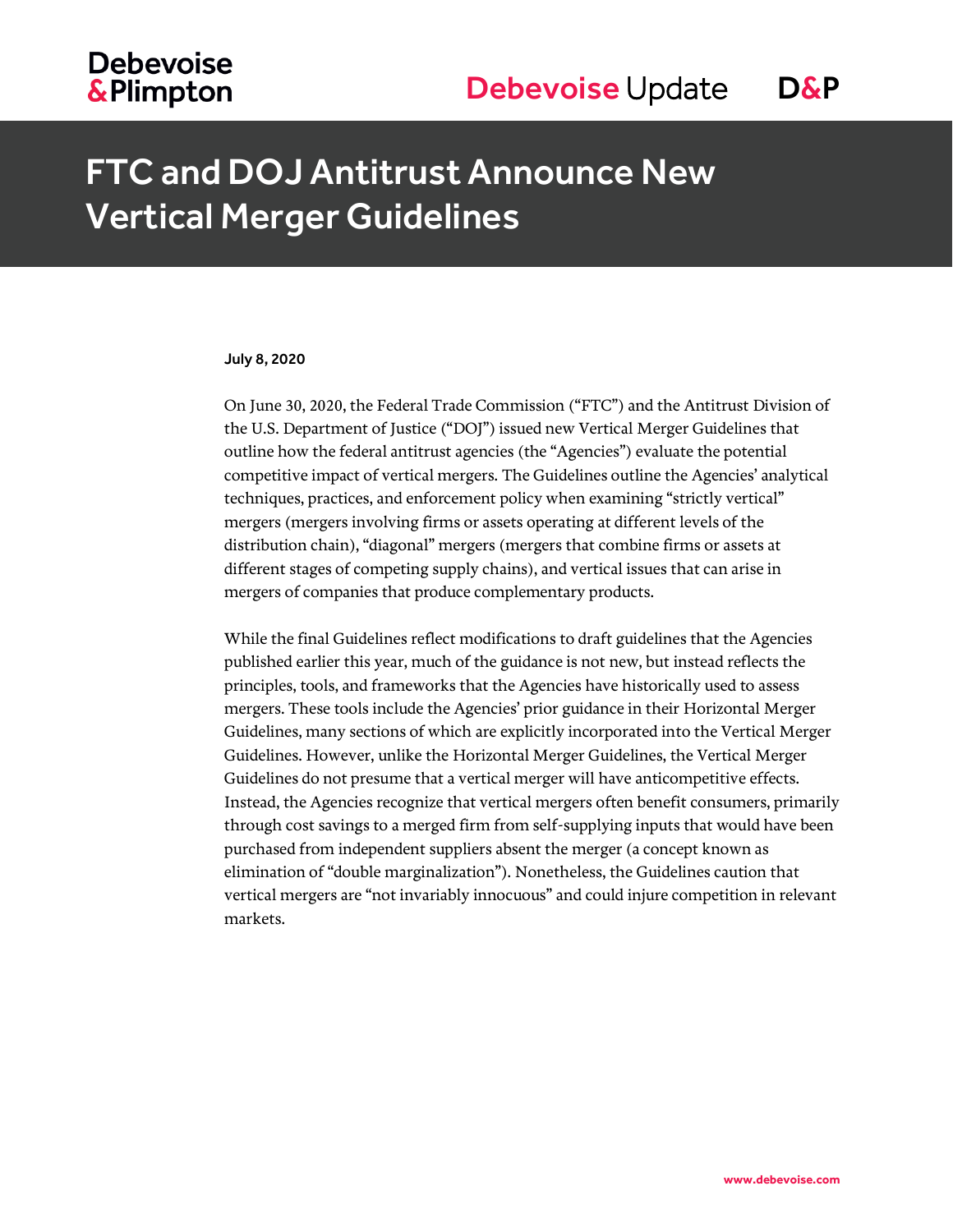# FTC and DOJ Antitrust Announce New Vertical Merger Guidelines

**July 8, 2020**

On June 30, 2020, the Federal Trade Commission ("FTC") and the Antitrust Division of the U.S. Department of Justice ("DOJ") issued new Vertical Merger Guidelines that outline how the federal antitrust agencies (the "Agencies") evaluate the potential competitive impact of vertical mergers. The Guidelines outline the Agencies' analytical techniques, practices, and enforcement policy when examining "strictly vertical" mergers (mergers involving firms or assets operating at different levels of the distribution chain), "diagonal" mergers (mergers that combine firms or assets at different stages of competing supply chains), and vertical issues that can arise in mergers of companies that produce complementary products.

While the final Guidelines reflect modifications to draft guidelines that the Agencies published earlier this year, much of the guidance is not new, but instead reflects the principles, tools, and frameworks that the Agencies have historically used to assess mergers. These tools include the Agencies' prior guidance in their Horizontal Merger Guidelines, many sections of which are explicitly incorporated into the Vertical Merger Guidelines. However, unlike the Horizontal Merger Guidelines, the Vertical Merger Guidelines do not presume that a vertical merger will have anticompetitive effects. Instead, the Agencies recognize that vertical mergers often benefit consumers, primarily through cost savings to a merged firm from self-supplying inputs that would have been purchased from independent suppliers absent the merger (a concept known as elimination of "double marginalization"). Nonetheless, the Guidelines caution that vertical mergers are "not invariably innocuous" and could injure competition in relevant markets.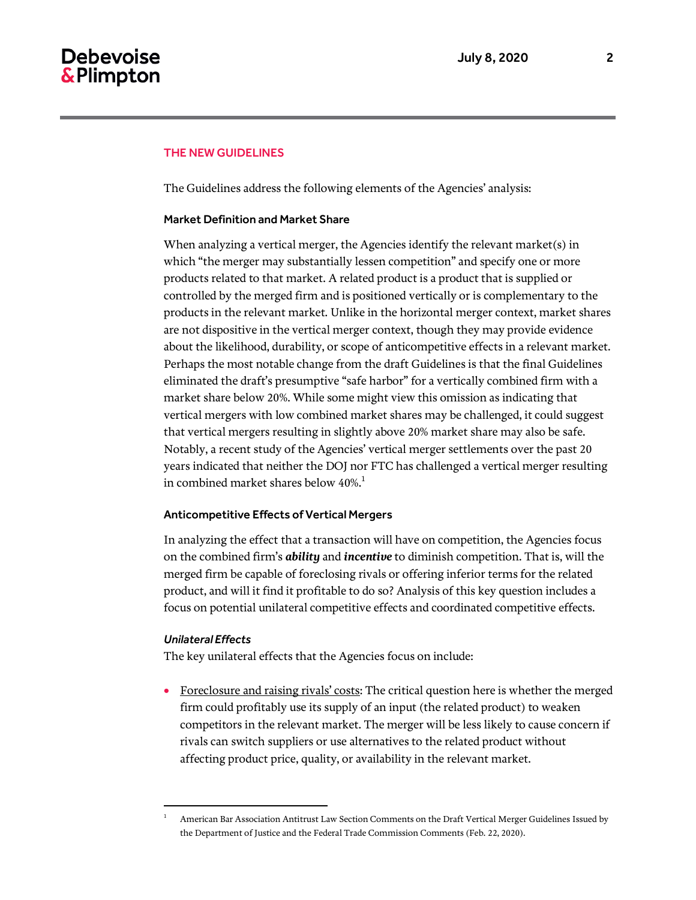## THE NEW GUIDELINES

The Guidelines address the following elements of the Agencies' analysis:

### Market Definition and Market Share

When analyzing a vertical merger, the Agencies identify the relevant market(s) in which "the merger may substantially lessen competition" and specify one or more products related to that market. A related product is a product that is supplied or controlled by the merged firm and is positioned vertically or is complementary to the products in the relevant market. Unlike in the horizontal merger context, market shares are not dispositive in the vertical merger context, though they may provide evidence about the likelihood, durability, or scope of anticompetitive effects in a relevant market. Perhaps the most notable change from the draft Guidelines is that the final Guidelines eliminated the draft's presumptive "safe harbor" for a vertically combined firm with a market share below 20%. While some might view this omission as indicating that vertical mergers with low combined market shares may be challenged, it could suggest that vertical mergers resulting in slightly above 20% market share may also be safe. Notably, a recent study of the Agencies' vertical merger settlements over the past 20 years indicated that neither the DOJ nor FTC has challenged a vertical merger resulting in combined market shares below 40%.[1]

### Anticompetitive Effects of Vertical Mergers

In analyzing the effect that a transaction will have on competition, the Agencies focus on the combined firm's ***ability*** and ***incentive*** to diminish competition. That is, will the merged firm be capable of foreclosing rivals or offering inferior terms for the related product, and will it find it profitable to do so? Analysis of this key question includes a focus on potential unilateral competitive effects and coordinated competitive effects.

#### *Unilateral Effects*

The key unilateral effects that the Agencies focus on include:

- <u>Foreclosure and raising rivals' costs</u>: The critical question here is whether the merged firm could profitably use its supply of an input (the related product) to weaken competitors in the relevant market. The merger will be less likely to cause concern if rivals can switch suppliers or use alternatives to the related product without affecting product price, quality, or availability in the relevant market.

---

[1] American Bar Association Antitrust Law Section Comments on the Draft Vertical Merger Guidelines Issued by the Department of Justice and the Federal Trade Commission Comments (Feb. 22, 2020).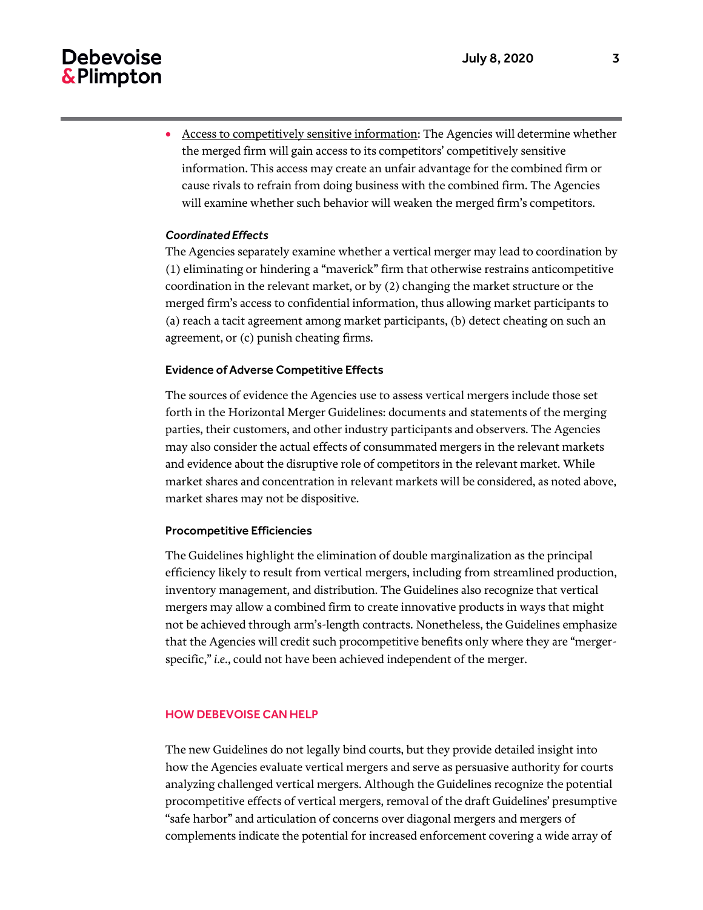- <u>Access to competitively sensitive information</u>: The Agencies will determine whether the merged firm will gain access to its competitors' competitively sensitive information. This access may create an unfair advantage for the combined firm or cause rivals to refrain from doing business with the combined firm. The Agencies will examine whether such behavior will weaken the merged firm's competitors.

***Coordinated Effects***

The Agencies separately examine whether a vertical merger may lead to coordination by (1) eliminating or hindering a "maverick" firm that otherwise restrains anticompetitive coordination in the relevant market, or by (2) changing the market structure or the merged firm's access to confidential information, thus allowing market participants to (a) reach a tacit agreement among market participants, (b) detect cheating on such an agreement, or (c) punish cheating firms.

### Evidence of Adverse Competitive Effects

The sources of evidence the Agencies use to assess vertical mergers include those set forth in the Horizontal Merger Guidelines: documents and statements of the merging parties, their customers, and other industry participants and observers. The Agencies may also consider the actual effects of consummated mergers in the relevant markets and evidence about the disruptive role of competitors in the relevant market. While market shares and concentration in relevant markets will be considered, as noted above, market shares may not be dispositive.

### Procompetitive Efficiencies

The Guidelines highlight the elimination of double marginalization as the principal efficiency likely to result from vertical mergers, including from streamlined production, inventory management, and distribution. The Guidelines also recognize that vertical mergers may allow a combined firm to create innovative products in ways that might not be achieved through arm's-length contracts. Nonetheless, the Guidelines emphasize that the Agencies will credit such procompetitive benefits only where they are "merger-specific," *i.e.*, could not have been achieved independent of the merger.

## HOW DEBEVOISE CAN HELP

The new Guidelines do not legally bind courts, but they provide detailed insight into how the Agencies evaluate vertical mergers and serve as persuasive authority for courts analyzing challenged vertical mergers. Although the Guidelines recognize the potential procompetitive effects of vertical mergers, removal of the draft Guidelines' presumptive "safe harbor" and articulation of concerns over diagonal mergers and mergers of complements indicate the potential for increased enforcement covering a wide array of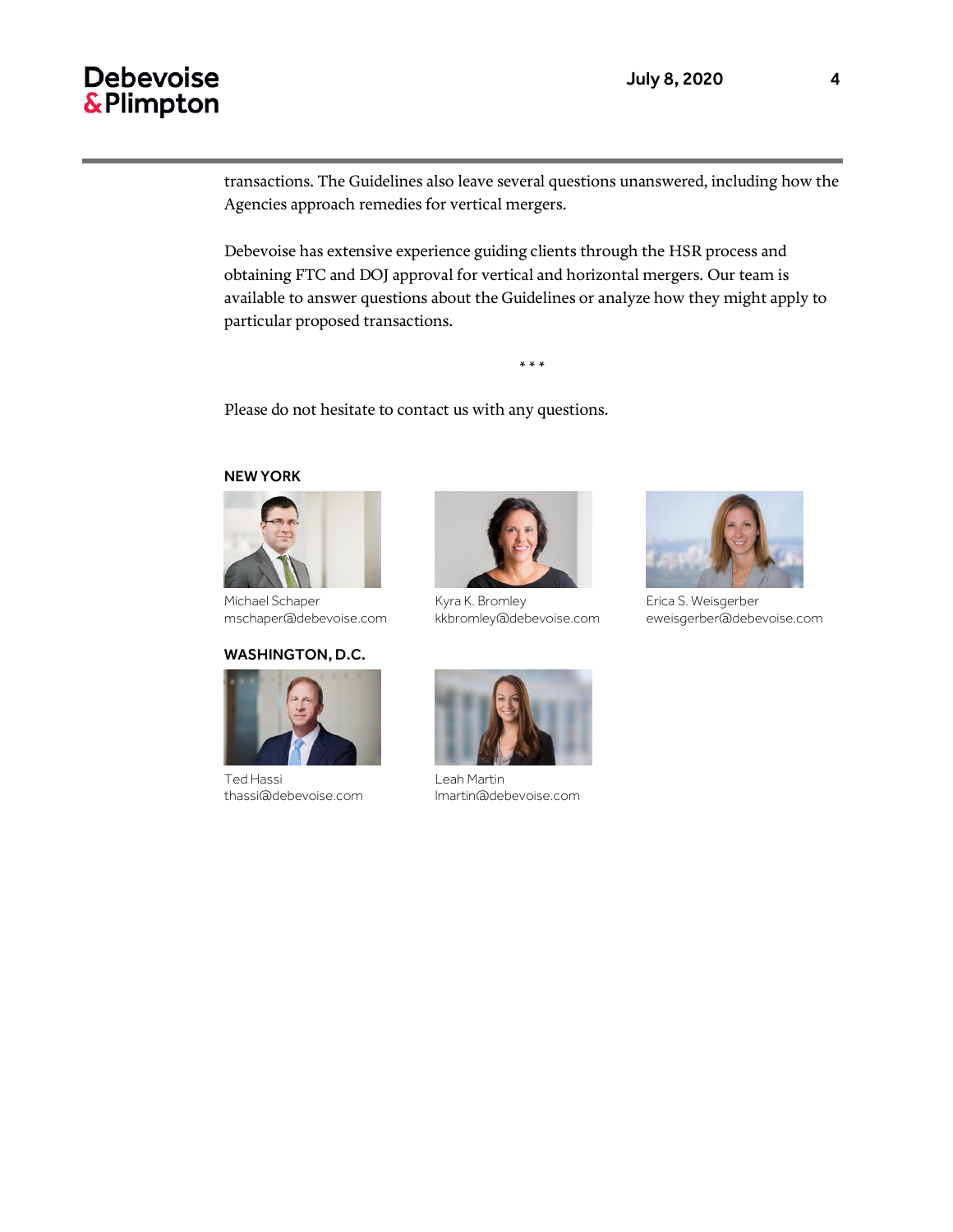transactions. The Guidelines also leave several questions unanswered, including how the Agencies approach remedies for vertical mergers.

Debevoise has extensive experience guiding clients through the HSR process and obtaining FTC and DOJ approval for vertical and horizontal mergers. Our team is available to answer questions about the Guidelines or analyze how they might apply to particular proposed transactions.

\* \* \*

Please do not hesitate to contact us with any questions.

**NEW YORK**

Michael Schaper
mschaper@debevoise.com

Kyra K. Bromley
kkbromley@debevoise.com

Erica S. Weisgerber
eweisgerber@debevoise.com

**WASHINGTON, D.C.**

Ted Hassi
thassi@debevoise.com

Leah Martin
lmartin@debevoise.com